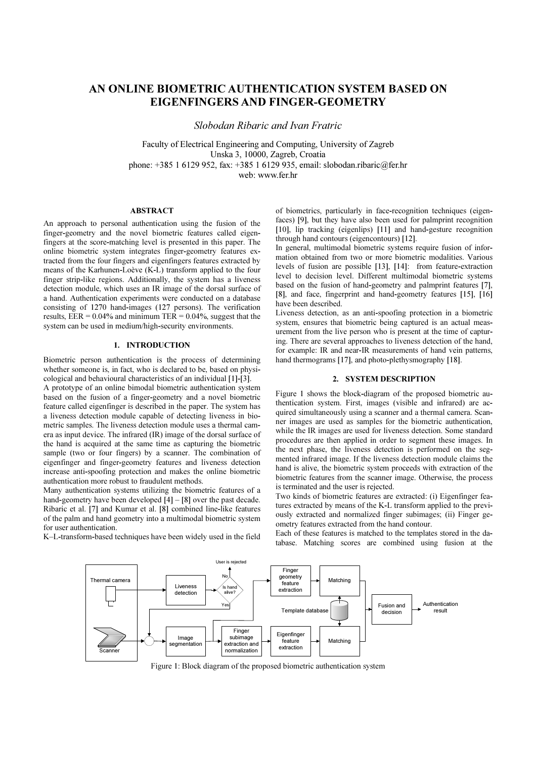# AN ONLINE BIOMETRIC AUTHENTICATION SYSTEM BASED ON EIGENFINGERS AND FINGER-GEOMETRY

*Slobodan Ribaric and Ivan Fratric*

Faculty of Electrical Engineering and Computing, University of Zagreb
Unska 3, 10000, Zagreb, Croatia
phone: +385 1 6129 952, fax: +385 1 6129 935, email: slobodan.ribaric@fer.hr
web: www.fer.hr

## ABSTRACT

An approach to personal authentication using the fusion of the finger-geometry and the novel biometric features called eigenfingers at the score-matching level is presented in this paper. The online biometric system integrates finger-geometry features extracted from the four fingers and eigenfingers features extracted by means of the Karhunen-Loève (K-L) transform applied to the four finger strip-like regions. Additionally, the system has a liveness detection module, which uses an IR image of the dorsal surface of a hand. Authentication experiments were conducted on a database consisting of 1270 hand-images (127 persons). The verification results, EER = 0.04% and minimum TER = 0.04%, suggest that the system can be used in medium/high-security environments.

## 1. INTRODUCTION

Biometric person authentication is the process of determining whether someone is, in fact, who is declared to be, based on physiological and behavioural characteristics of an individual [1]-[3].

A prototype of an online bimodal biometric authentication system based on the fusion of a finger-geometry and a novel biometric feature called eigenfinger is described in the paper. The system has a liveness detection module capable of detecting liveness in biometric samples. The liveness detection module uses a thermal camera as input device. The infrared (IR) image of the dorsal surface of the hand is acquired at the same time as capturing the biometric sample (two or four fingers) by a scanner. The combination of eigenfinger and finger-geometry features and liveness detection increase anti-spoofing protection and makes the online biometric authentication more robust to fraudulent methods.

Many authentication systems utilizing the biometric features of a hand-geometry have been developed [4] – [8] over the past decade. Ribaric et al. [7] and Kumar et al. [8] combined line-like features of the palm and hand geometry into a multimodal biometric system for user authentication.

K–L-transform-based techniques have been widely used in the field of biometrics, particularly in face-recognition techniques (eigenfaces) [9], but they have also been used for palmprint recognition [10], lip tracking (eigenlips) [11] and hand-gesture recognition through hand contours (eigencontours) [12].

In general, multimodal biometric systems require fusion of information obtained from two or more biometric modalities. Various levels of fusion are possible [13], [14]: from feature-extraction level to decision level. Different multimodal biometric systems based on the fusion of hand-geometry and palmprint features [7], [8], and face, fingerprint and hand-geometry features [15], [16] have been described.

Liveness detection, as an anti-spoofing protection in a biometric system, ensures that biometric being captured is an actual measurement from the live person who is present at the time of capturing. There are several approaches to liveness detection of the hand, for example: IR and near-IR measurements of hand vein patterns, hand thermograms [17], and photo-plethysmography [18].

## 2. SYSTEM DESCRIPTION

Figure 1 shows the block-diagram of the proposed biometric authentication system. First, images (visible and infrared) are acquired simultaneously using a scanner and a thermal camera. Scanner images are used as samples for the biometric authentication, while the IR images are used for liveness detection. Some standard procedures are then applied in order to segment these images. In the next phase, the liveness detection is performed on the segmented infrared image. If the liveness detection module claims the hand is alive, the biometric system proceeds with extraction of the biometric features from the scanner image. Otherwise, the process is terminated and the user is rejected.

Two kinds of biometric features are extracted: (i) Eigenfinger features extracted by means of the K-L transform applied to the previously extracted and normalized finger subimages; (ii) Finger geometry features extracted from the hand contour.

Each of these features is matched to the templates stored in the database. Matching scores are combined using fusion at the

Figure 1: Block diagram of the proposed biometric authentication system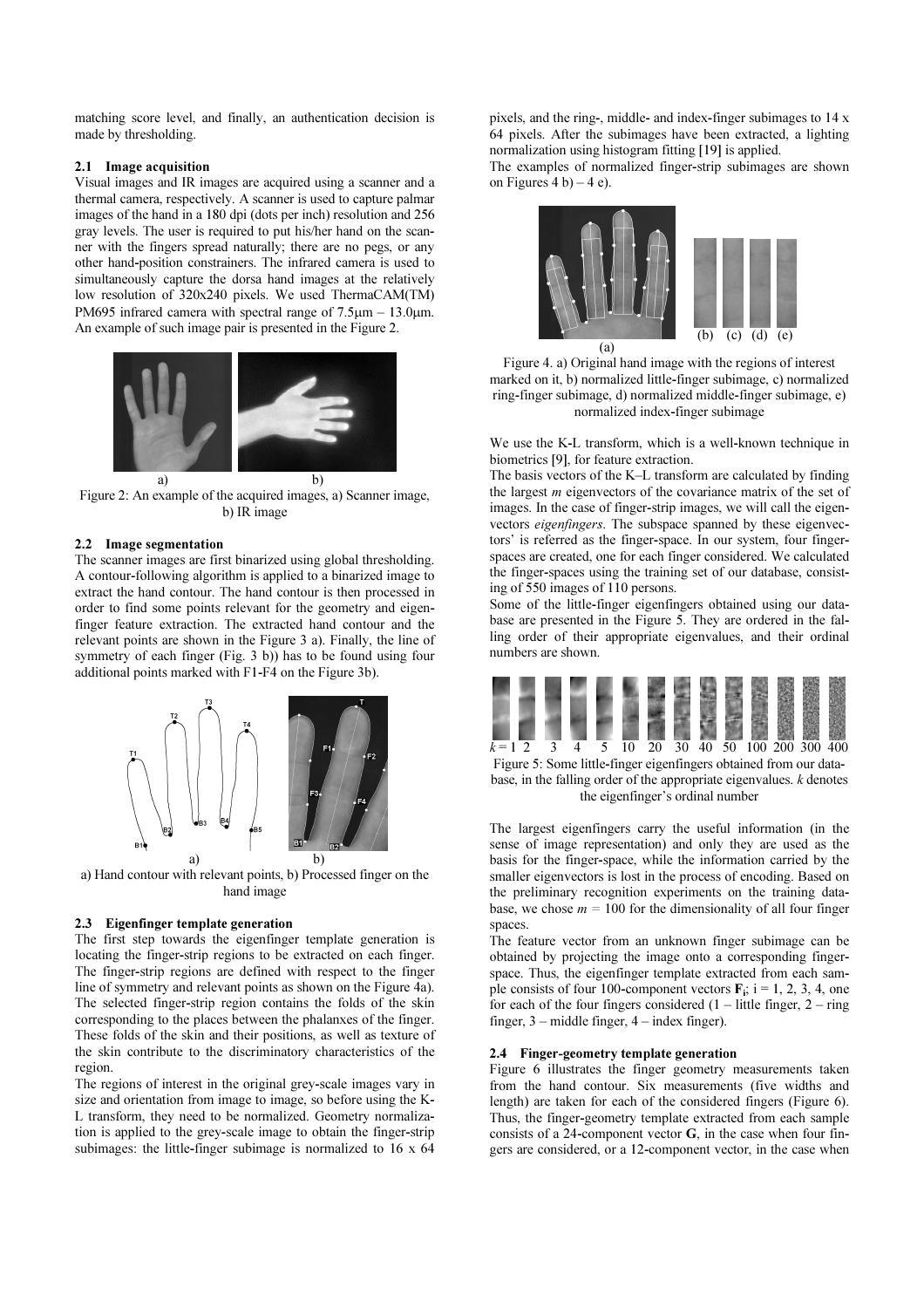matching score level, and finally, an authentication decision is made by thresholding.

### 2.1 Image acquisition

Visual images and IR images are acquired using a scanner and a thermal camera, respectively. A scanner is used to capture palmar images of the hand in a 180 dpi (dots per inch) resolution and 256 gray levels. The user is required to put his/her hand on the scanner with the fingers spread naturally; there are no pegs, or any other hand-position constrainers. The infrared camera is used to simultaneously capture the dorsa hand images at the relatively low resolution of 320x240 pixels. We used ThermaCAM(TM) PM695 infrared camera with spectral range of 7.5μm – 13.0μm. An example of such image pair is presented in the Figure 2.

Figure 2: An example of the acquired images, a) Scanner image, b) IR image

### 2.2 Image segmentation

The scanner images are first binarized using global thresholding. A contour-following algorithm is applied to a binarized image to extract the hand contour. The hand contour is then processed in order to find some points relevant for the geometry and eigenfinger feature extraction. The extracted hand contour and the relevant points are shown in the Figure 3 a). Finally, the line of symmetry of each finger (Fig. 3 b)) has to be found using four additional points marked with F1-F4 on the Figure 3b).

a) Hand contour with relevant points, b) Processed finger on the hand image

### 2.3 Eigenfinger template generation

The first step towards the eigenfinger template generation is locating the finger-strip regions to be extracted on each finger. The finger-strip regions are defined with respect to the finger line of symmetry and relevant points as shown on the Figure 4a). The selected finger-strip region contains the folds of the skin corresponding to the places between the phalanxes of the finger. These folds of the skin and their positions, as well as texture of the skin contribute to the discriminatory characteristics of the region.

The regions of interest in the original grey-scale images vary in size and orientation from image to image, so before using the K-L transform, they need to be normalized. Geometry normalization is applied to the grey-scale image to obtain the finger-strip subimages: the little-finger subimage is normalized to 16 x 64 pixels, and the ring-, middle- and index-finger subimages to 14 x 64 pixels. After the subimages have been extracted, a lighting normalization using histogram fitting [19] is applied.

The examples of normalized finger-strip subimages are shown on Figures 4 b) – 4 e).

Figure 4. a) Original hand image with the regions of interest marked on it, b) normalized little-finger subimage, c) normalized ring-finger subimage, d) normalized middle-finger subimage, e) normalized index-finger subimage

We use the K-L transform, which is a well-known technique in biometrics [9], for feature extraction.

The basis vectors of the K–L transform are calculated by finding the largest $m$ eigenvectors of the covariance matrix of the set of images. In the case of finger-strip images, we will call the eigenvectors *eigenfingers*. The subspace spanned by these eigenvectors' is referred as the finger-space. In our system, four finger-spaces are created, one for each finger considered. We calculated the finger-spaces using the training set of our database, consisting of 550 images of 110 persons.

Some of the little-finger eigenfingers obtained using our database are presented in the Figure 5. They are ordered in the falling order of their appropriate eigenvalues, and their ordinal numbers are shown.

Figure 5: Some little-finger eigenfingers obtained from our database, in the falling order of the appropriate eigenvalues. $k$ denotes the eigenfinger's ordinal number

The largest eigenfingers carry the useful information (in the sense of image representation) and only they are used as the basis for the finger-space, while the information carried by the smaller eigenvectors is lost in the process of encoding. Based on the preliminary recognition experiments on the training database, we chose $m = 100$ for the dimensionality of all four finger spaces.

The feature vector from an unknown finger subimage can be obtained by projecting the image onto a corresponding finger-space. Thus, the eigenfinger template extracted from each sample consists of four 100-component vectors $\mathbf{F}_i$; i = 1, 2, 3, 4, one for each of the four fingers considered (1 – little finger, 2 – ring finger, 3 – middle finger, 4 – index finger).

### 2.4 Finger-geometry template generation

Figure 6 illustrates the finger geometry measurements taken from the hand contour. Six measurements (five widths and length) are taken for each of the considered fingers (Figure 6). Thus, the finger-geometry template extracted from each sample consists of a 24-component vector $\mathbf{G}$, in the case when four fingers are considered, or a 12-component vector, in the case when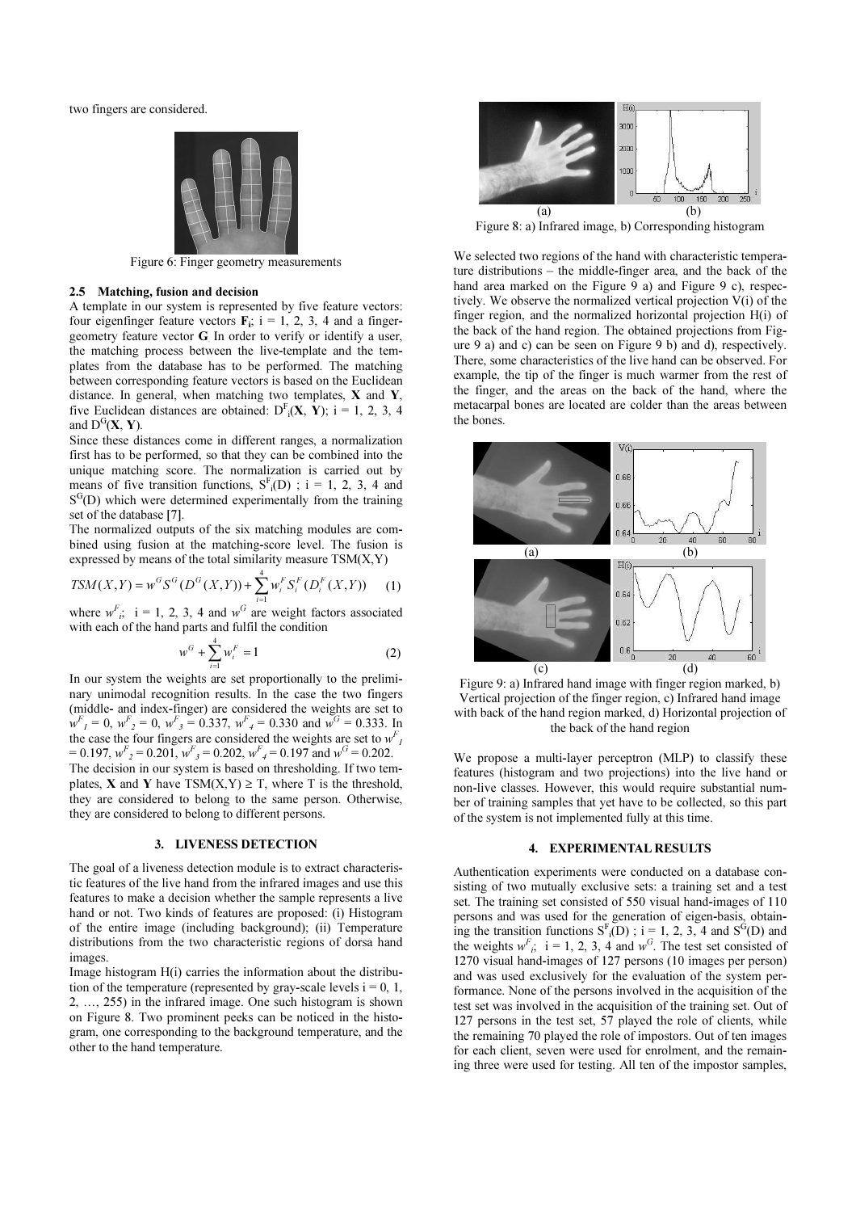two fingers are considered.

Figure 6: Finger geometry measurements

### 2.5 Matching, fusion and decision

A template in our system is represented by five feature vectors: four eigenfinger feature vectors $\mathbf{F_i}$; i = 1, 2, 3, 4 and a finger-geometry feature vector **G** In order to verify or identify a user, the matching process between the live-template and the templates from the database has to be performed. The matching between corresponding feature vectors is based on the Euclidean distance. In general, when matching two templates, **X** and **Y**, five Euclidean distances are obtained: $D^F_i(\mathbf{X}, \mathbf{Y})$; i = 1, 2, 3, 4 and $D^G(\mathbf{X}, \mathbf{Y})$.

Since these distances come in different ranges, a normalization first has to be performed, so that they can be combined into the unique matching score. The normalization is carried out by means of five transition functions, $S^F_i(D)$ ; i = 1, 2, 3, 4 and $S^G(D)$ which were determined experimentally from the training set of the database [7].

The normalized outputs of the six matching modules are combined using fusion at the matching-score level. The fusion is expressed by means of the total similarity measure TSM(X,Y)

$$TSM(X,Y) = w^G S^G(D^G(X,Y)) + \sum_{i=1}^{4} w_i^F S_i^F(D_i^F(X,Y)) \qquad (1)$$

where $w^F_i$; i = 1, 2, 3, 4 and $w^G$ are weight factors associated with each of the hand parts and fulfil the condition

$$w^G + \sum_{i=1}^{4} w_i^F = 1 \qquad (2)$$

In our system the weights are set proportionally to the preliminary unimodal recognition results. In the case the two fingers (middle- and index-finger) are considered the weights are set to $w^F_1 = 0$, $w^F_2 = 0$, $w^F_3 = 0.337$, $w^F_4 = 0.330$ and $w^G = 0.333$. In the case the four fingers are considered the weights are set to $w^F_1 = 0.197$, $w^F_2 = 0.201$, $w^F_3 = 0.202$, $w^F_4 = 0.197$ and $w^G = 0.202$.

The decision in our system is based on thresholding. If two templates, **X** and **Y** have TSM(X,Y) ≥ T, where T is the threshold, they are considered to belong to the same person. Otherwise, they are considered to belong to different persons.

## 3. LIVENESS DETECTION

The goal of a liveness detection module is to extract characteristic features of the live hand from the infrared images and use this features to make a decision whether the sample represents a live hand or not. Two kinds of features are proposed: (i) Histogram of the entire image (including background); (ii) Temperature distributions from the two characteristic regions of dorsa hand images.

Image histogram H(i) carries the information about the distribution of the temperature (represented by gray-scale levels i = 0, 1, 2, …, 255) in the infrared image. One such histogram is shown on Figure 8. Two prominent peeks can be noticed in the histogram, one corresponding to the background temperature, and the other to the hand temperature.

Figure 8: a) Infrared image, b) Corresponding histogram

We selected two regions of the hand with characteristic temperature distributions – the middle-finger area, and the back of the hand area marked on the Figure 9 a) and Figure 9 c), respectively. We observe the normalized vertical projection V(i) of the finger region, and the normalized horizontal projection H(i) of the back of the hand region. The obtained projections from Figure 9 a) and c) can be seen on Figure 9 b) and d), respectively. There, some characteristics of the live hand can be observed. For example, the tip of the finger is much warmer from the rest of the finger, and the areas on the back of the hand, where the metacarpal bones are located are colder than the areas between the bones.

Figure 9: a) Infrared hand image with finger region marked, b) Vertical projection of the finger region, c) Infrared hand image with back of the hand region marked, d) Horizontal projection of the back of the hand region

We propose a multi-layer perceptron (MLP) to classify these features (histogram and two projections) into the live hand or non-live classes. However, this would require substantial number of training samples that yet have to be collected, so this part of the system is not implemented fully at this time.

## 4. EXPERIMENTAL RESULTS

Authentication experiments were conducted on a database consisting of two mutually exclusive sets: a training set and a test set. The training set consisted of 550 visual hand-images of 110 persons and was used for the generation of eigen-basis, obtaining the transition functions $S^F_i(D)$ ; i = 1, 2, 3, 4 and $S^G(D)$ and the weights $w^F_i$; i = 1, 2, 3, 4 and $w^G$. The test set consisted of 1270 visual hand-images of 127 persons (10 images per person) and was used exclusively for the evaluation of the system performance. None of the persons involved in the acquisition of the test set was involved in the acquisition of the training set. Out of 127 persons in the test set, 57 played the role of clients, while the remaining 70 played the role of impostors. Out of ten images for each client, seven were used for enrolment, and the remaining three were used for testing. All ten of the impostor samples,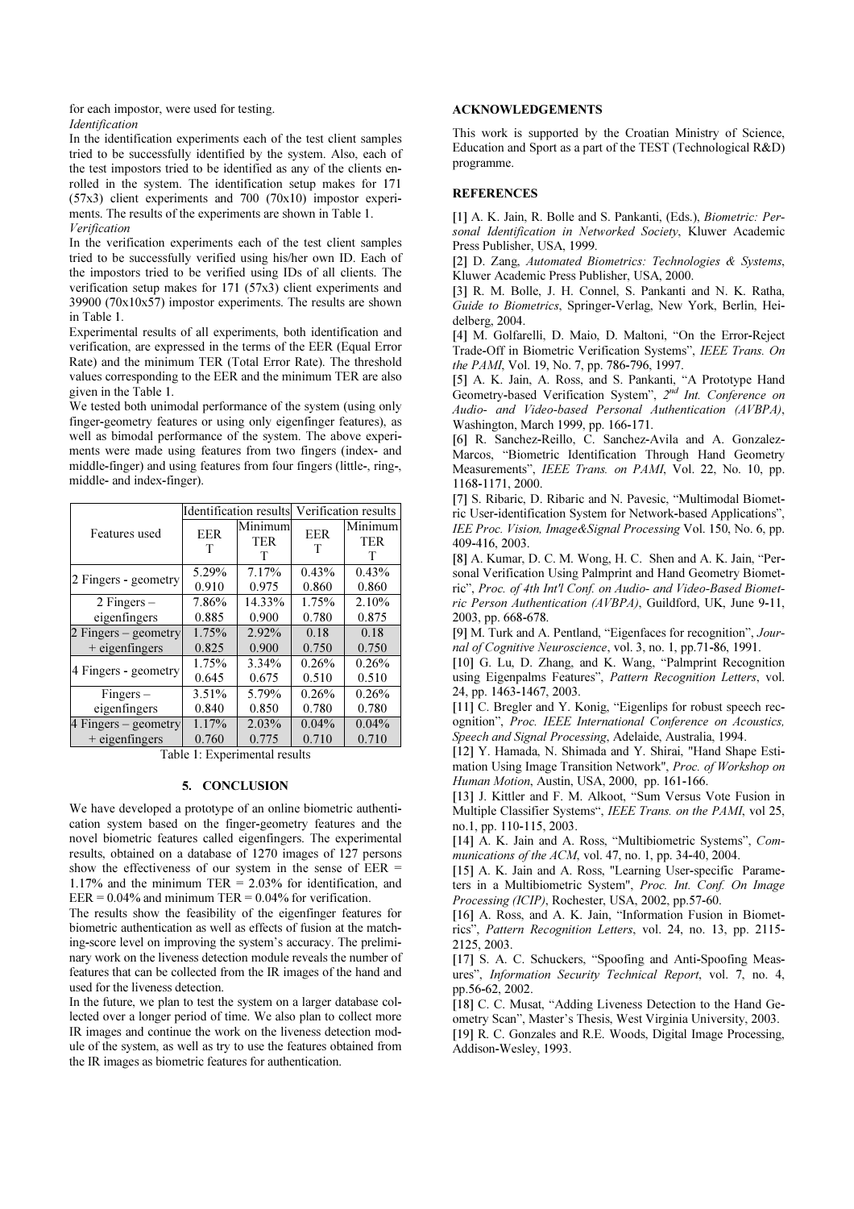for each impostor, were used for testing.

*Identification*

In the identification experiments each of the test client samples tried to be successfully identified by the system. Also, each of the test impostors tried to be identified as any of the clients enrolled in the system. The identification setup makes for 171 (57x3) client experiments and 700 (70x10) impostor experiments. The results of the experiments are shown in Table 1.

*Verification*

In the verification experiments each of the test client samples tried to be successfully verified using his/her own ID. Each of the impostors tried to be verified using IDs of all clients. The verification setup makes for 171 (57x3) client experiments and 39900 (70x10x57) impostor experiments. The results are shown in Table 1.

Experimental results of all experiments, both identification and verification, are expressed in the terms of the EER (Equal Error Rate) and the minimum TER (Total Error Rate). The threshold values corresponding to the EER and the minimum TER are also given in the Table 1.

We tested both unimodal performance of the system (using only finger-geometry features or using only eigenfinger features), as well as bimodal performance of the system. The above experiments were made using features from two fingers (index- and middle-finger) and using features from four fingers (little-, ring-, middle- and index-finger).

| Features used | Identification results | | Verification results | |
|---|---|---|---|---|
| | EER T | Minimum TER T | EER T | Minimum TER T |
| 2 Fingers - geometry | 5.29% 0.910 | 7.17% 0.975 | 0.43% 0.860 | 0.43% 0.860 |
| 2 Fingers – eigenfingers | 7.86% 0.885 | 14.33% 0.900 | 1.75% 0.780 | 2.10% 0.875 |
| 2 Fingers – geometry + eigenfingers | 1.75% 0.825 | 2.92% 0.900 | 0.18 0.750 | 0.18 0.750 |
| 4 Fingers - geometry | 1.75% 0.645 | 3.34% 0.675 | 0.26% 0.510 | 0.26% 0.510 |
| Fingers – eigenfingers | 3.51% 0.840 | 5.79% 0.850 | 0.26% 0.780 | 0.26% 0.780 |
| 4 Fingers – geometry + eigenfingers | 1.17% 0.760 | 2.03% 0.775 | 0.04% 0.710 | 0.04% 0.710 |

Table 1: Experimental results

## 5. CONCLUSION

We have developed a prototype of an online biometric authentication system based on the finger-geometry features and the novel biometric features called eigenfingers. The experimental results, obtained on a database of 1270 images of 127 persons show the effectiveness of our system in the sense of EER = 1.17% and the minimum TER = 2.03% for identification, and EER = 0.04% and minimum TER = 0.04% for verification.

The results show the feasibility of the eigenfinger features for biometric authentication as well as effects of fusion at the matching-score level on improving the system's accuracy. The preliminary work on the liveness detection module reveals the number of features that can be collected from the IR images of the hand and used for the liveness detection.

In the future, we plan to test the system on a larger database collected over a longer period of time. We also plan to collect more IR images and continue the work on the liveness detection module of the system, as well as try to use the features obtained from the IR images as biometric features for authentication.

## ACKNOWLEDGEMENTS

This work is supported by the Croatian Ministry of Science, Education and Sport as a part of the TEST (Technological R&D) programme.

## REFERENCES

[1] A. K. Jain, R. Bolle and S. Pankanti, (Eds.), *Biometric: Personal Identification in Networked Society*, Kluwer Academic Press Publisher, USA, 1999.

[2] D. Zang, *Automated Biometrics: Technologies & Systems*, Kluwer Academic Press Publisher, USA, 2000.

[3] R. M. Bolle, J. H. Connel, S. Pankanti and N. K. Ratha, *Guide to Biometrics*, Springer-Verlag, New York, Berlin, Heidelberg, 2004.

[4] M. Golfarelli, D. Maio, D. Maltoni, "On the Error-Reject Trade-Off in Biometric Verification Systems", *IEEE Trans. On the PAMI*, Vol. 19, No. 7, pp. 786-796, 1997.

[5] A. K. Jain, A. Ross, and S. Pankanti, "A Prototype Hand Geometry-based Verification System", *2nd Int. Conference on Audio- and Video-based Personal Authentication (AVBPA)*, Washington, March 1999, pp. 166-171.

[6] R. Sanchez-Reillo, C. Sanchez-Avila and A. Gonzalez-Marcos, "Biometric Identification Through Hand Geometry Measurements", *IEEE Trans. on PAMI*, Vol. 22, No. 10, pp. 1168-1171, 2000.

[7] S. Ribaric, D. Ribaric and N. Pavesic, "Multimodal Biometric User-identification System for Network-based Applications", *IEE Proc. Vision, Image&Signal Processing* Vol. 150, No. 6, pp. 409-416, 2003.

[8] A. Kumar, D. C. M. Wong, H. C. Shen and A. K. Jain, "Personal Verification Using Palmprint and Hand Geometry Biometric", *Proc. of 4th Int'l Conf. on Audio- and Video-Based Biometric Person Authentication (AVBPA)*, Guildford, UK, June 9-11, 2003, pp. 668-678.

[9] M. Turk and A. Pentland, "Eigenfaces for recognition", *Journal of Cognitive Neuroscience*, vol. 3, no. 1, pp.71-86, 1991.

[10] G. Lu, D. Zhang, and K. Wang, "Palmprint Recognition using Eigenpalms Features", *Pattern Recognition Letters*, vol. 24, pp. 1463-1467, 2003.

[11] C. Bregler and Y. Konig, "Eigenlips for robust speech recognition", *Proc. IEEE International Conference on Acoustics, Speech and Signal Processing*, Adelaide, Australia, 1994.

[12] Y. Hamada, N. Shimada and Y. Shirai, "Hand Shape Estimation Using Image Transition Network", *Proc. of Workshop on Human Motion*, Austin, USA, 2000, pp. 161-166.

[13] J. Kittler and F. M. Alkoot, "Sum Versus Vote Fusion in Multiple Classifier Systems", *IEEE Trans. on the PAMI*, vol 25, no.1, pp. 110-115, 2003.

[14] A. K. Jain and A. Ross, "Multibiometric Systems", *Communications of the ACM*, vol. 47, no. 1, pp. 34-40, 2004.

[15] A. K. Jain and A. Ross, "Learning User-specific Parameters in a Multibiometric System", *Proc. Int. Conf. On Image Processing (ICIP)*, Rochester, USA, 2002, pp.57-60.

[16] A. Ross, and A. K. Jain, "Information Fusion in Biometrics", *Pattern Recognition Letters*, vol. 24, no. 13, pp. 2115-2125, 2003.

[17] S. A. C. Schuckers, "Spoofing and Anti-Spoofing Measures", *Information Security Technical Report*, vol. 7, no. 4, pp.56-62, 2002.

[18] C. C. Musat, "Adding Liveness Detection to the Hand Geometry Scan", Master's Thesis, West Virginia University, 2003.

[19] R. C. Gonzales and R.E. Woods, Digital Image Processing, Addison-Wesley, 1993.